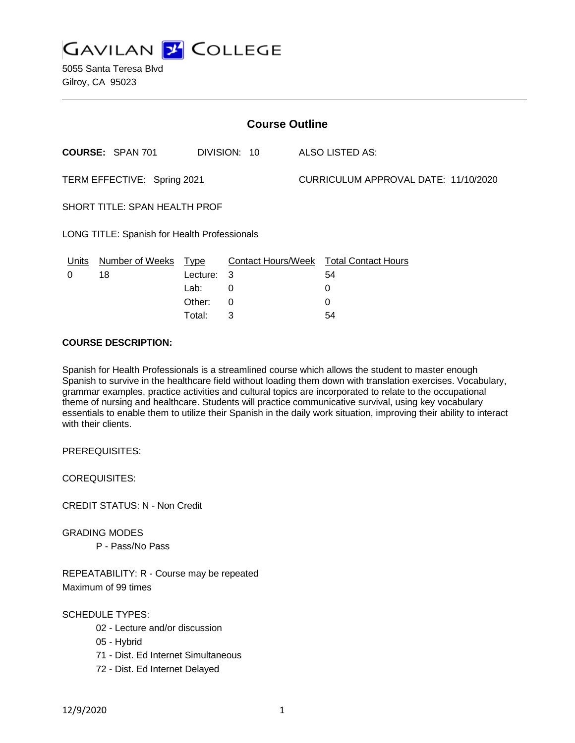# GAVILAN COLLEGE

5055 Santa Teresa Blvd
Gilroy, CA 95023

---

## Course Outline

**COURSE:** SPAN 701 DIVISION: 10 ALSO LISTED AS:

TERM EFFECTIVE: Spring 2021 CURRICULUM APPROVAL DATE: 11/10/2020

SHORT TITLE: SPAN HEALTH PROF

LONG TITLE: Spanish for Health Professionals

| Units | Number of Weeks | Type | Contact Hours/Week | Total Contact Hours |
|---|---|---|---|---|
| 0 | 18 | Lecture: | 3 | 54 |
| | | Lab: | 0 | 0 |
| | | Other: | 0 | 0 |
| | | Total: | 3 | 54 |

**COURSE DESCRIPTION:**

Spanish for Health Professionals is a streamlined course which allows the student to master enough Spanish to survive in the healthcare field without loading them down with translation exercises. Vocabulary, grammar examples, practice activities and cultural topics are incorporated to relate to the occupational theme of nursing and healthcare. Students will practice communicative survival, using key vocabulary essentials to enable them to utilize their Spanish in the daily work situation, improving their ability to interact with their clients.

PREREQUISITES:

COREQUISITES:

CREDIT STATUS: N - Non Credit

GRADING MODES

P - Pass/No Pass

REPEATABILITY: R - Course may be repeated
Maximum of 99 times

SCHEDULE TYPES:

02 - Lecture and/or discussion
05 - Hybrid
71 - Dist. Ed Internet Simultaneous
72 - Dist. Ed Internet Delayed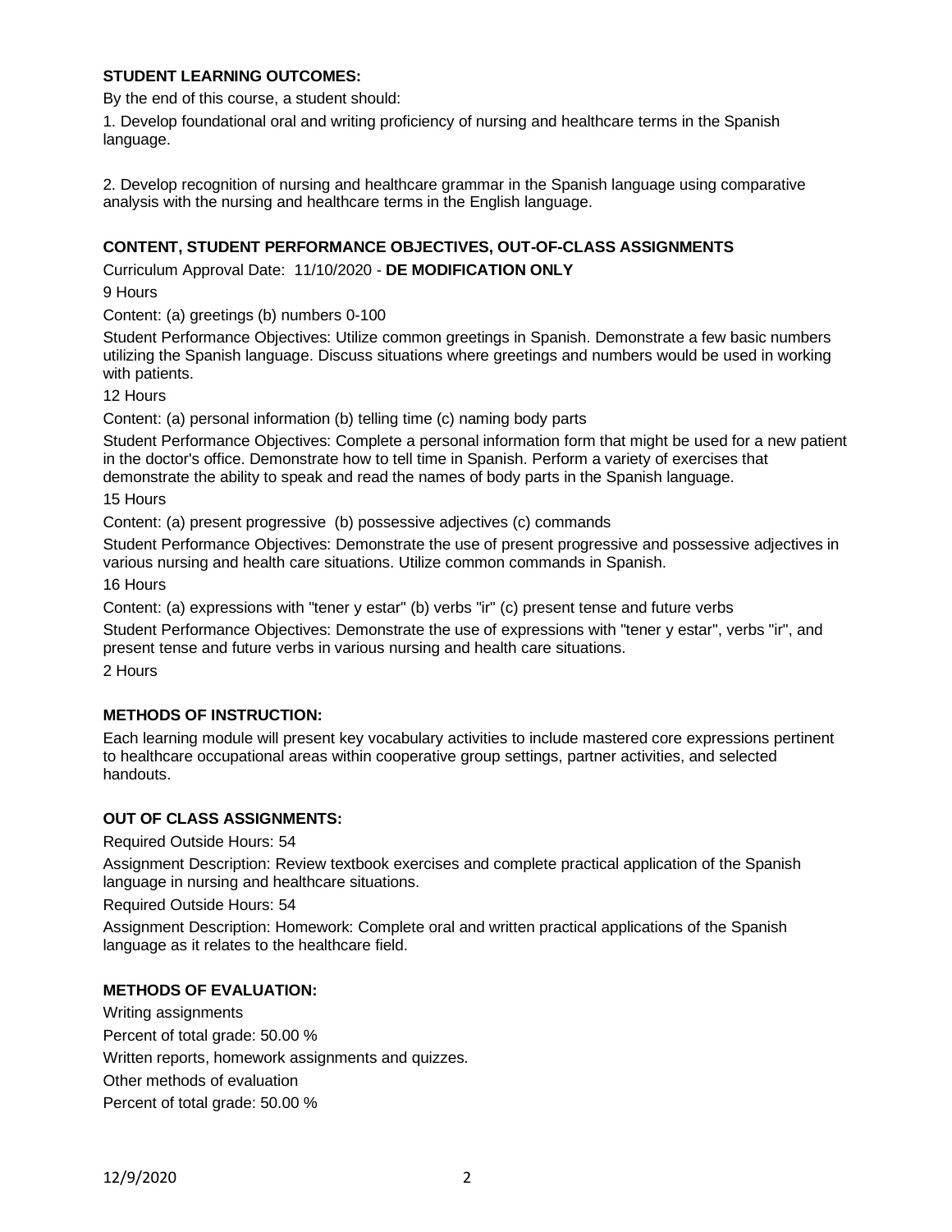**STUDENT LEARNING OUTCOMES:**

By the end of this course, a student should:

1. Develop foundational oral and writing proficiency of nursing and healthcare terms in the Spanish language.

2. Develop recognition of nursing and healthcare grammar in the Spanish language using comparative analysis with the nursing and healthcare terms in the English language.

**CONTENT, STUDENT PERFORMANCE OBJECTIVES, OUT-OF-CLASS ASSIGNMENTS**

Curriculum Approval Date: 11/10/2020 - **DE MODIFICATION ONLY**

9 Hours

Content: (a) greetings (b) numbers 0-100

Student Performance Objectives: Utilize common greetings in Spanish. Demonstrate a few basic numbers utilizing the Spanish language. Discuss situations where greetings and numbers would be used in working with patients.

12 Hours

Content: (a) personal information (b) telling time (c) naming body parts

Student Performance Objectives: Complete a personal information form that might be used for a new patient in the doctor's office. Demonstrate how to tell time in Spanish. Perform a variety of exercises that demonstrate the ability to speak and read the names of body parts in the Spanish language.

15 Hours

Content: (a) present progressive (b) possessive adjectives (c) commands

Student Performance Objectives: Demonstrate the use of present progressive and possessive adjectives in various nursing and health care situations. Utilize common commands in Spanish.

16 Hours

Content: (a) expressions with "tener y estar" (b) verbs "ir" (c) present tense and future verbs

Student Performance Objectives: Demonstrate the use of expressions with "tener y estar", verbs "ir", and present tense and future verbs in various nursing and health care situations.

2 Hours

**METHODS OF INSTRUCTION:**

Each learning module will present key vocabulary activities to include mastered core expressions pertinent to healthcare occupational areas within cooperative group settings, partner activities, and selected handouts.

**OUT OF CLASS ASSIGNMENTS:**

Required Outside Hours: 54

Assignment Description: Review textbook exercises and complete practical application of the Spanish language in nursing and healthcare situations.

Required Outside Hours: 54

Assignment Description: Homework: Complete oral and written practical applications of the Spanish language as it relates to the healthcare field.

**METHODS OF EVALUATION:**

Writing assignments

Percent of total grade: 50.00 %

Written reports, homework assignments and quizzes.

Other methods of evaluation

Percent of total grade: 50.00 %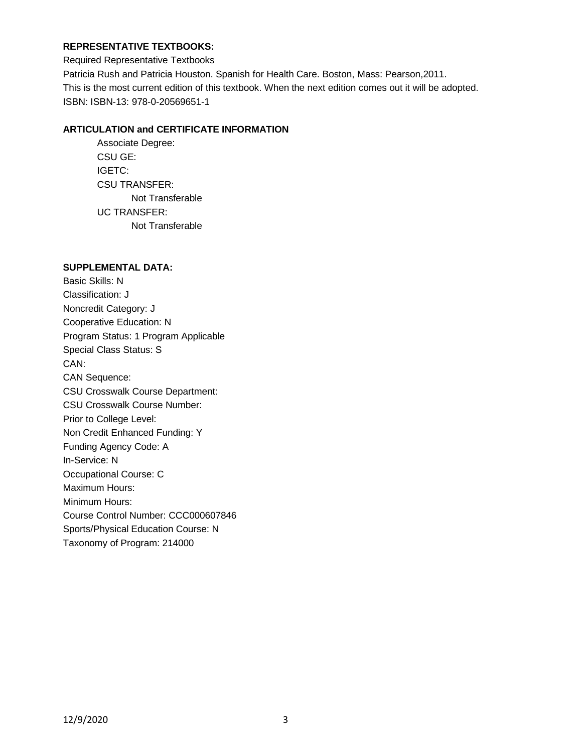**REPRESENTATIVE TEXTBOOKS:**

Required Representative Textbooks

Patricia Rush and Patricia Houston. Spanish for Health Care. Boston, Mass: Pearson,2011.

This is the most current edition of this textbook. When the next edition comes out it will be adopted.

ISBN: ISBN-13: 978-0-20569651-1

**ARTICULATION and CERTIFICATE INFORMATION**

Associate Degree:

CSU GE:

IGETC:

CSU TRANSFER:

Not Transferable

UC TRANSFER:

Not Transferable

**SUPPLEMENTAL DATA:**

Basic Skills: N

Classification: J

Noncredit Category: J

Cooperative Education: N

Program Status: 1 Program Applicable

Special Class Status: S

CAN:

CAN Sequence:

CSU Crosswalk Course Department:

CSU Crosswalk Course Number:

Prior to College Level:

Non Credit Enhanced Funding: Y

Funding Agency Code: A

In-Service: N

Occupational Course: C

Maximum Hours:

Minimum Hours:

Course Control Number: CCC000607846

Sports/Physical Education Course: N

Taxonomy of Program: 214000